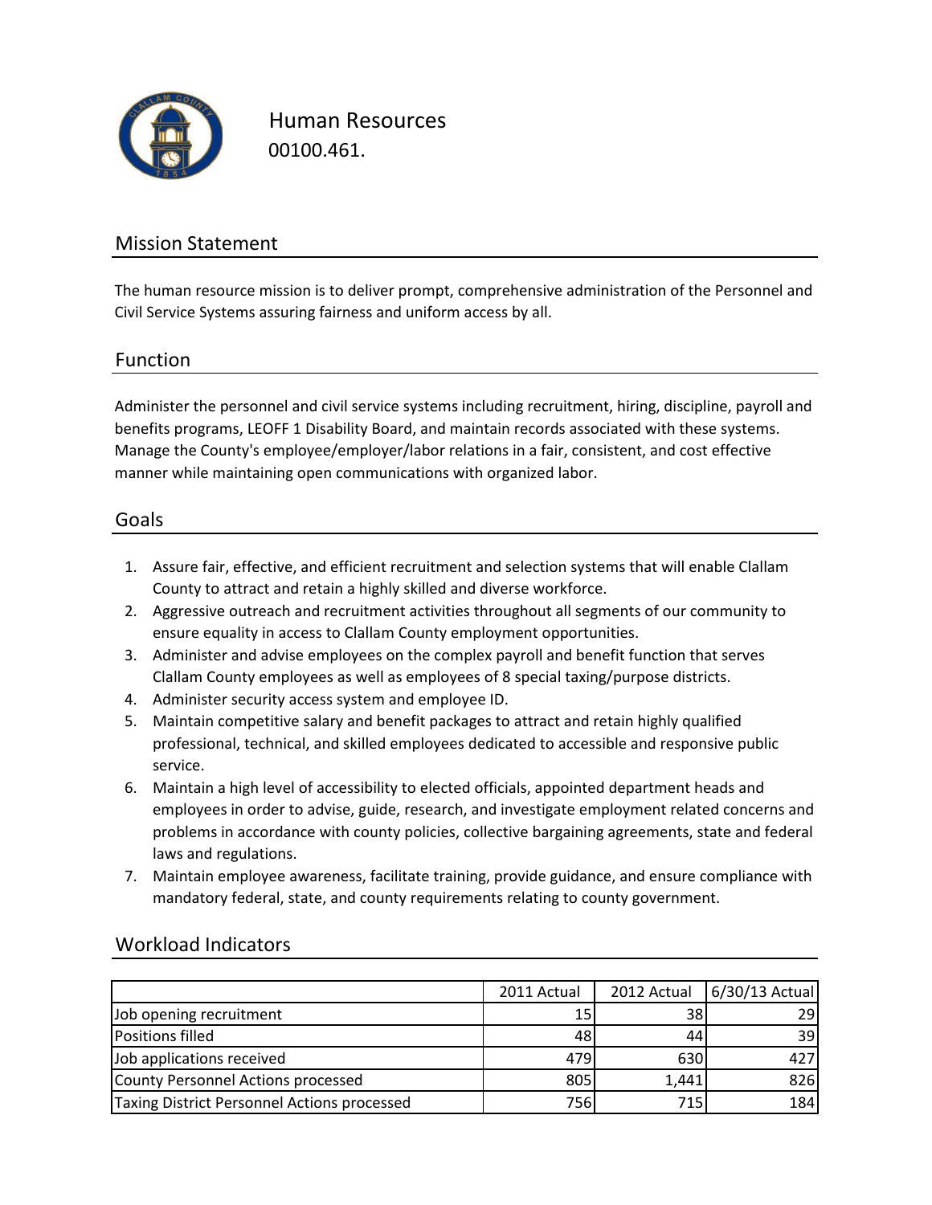# Human Resources

00100.461.

## Mission Statement

The human resource mission is to deliver prompt, comprehensive administration of the Personnel and Civil Service Systems assuring fairness and uniform access by all.

## Function

Administer the personnel and civil service systems including recruitment, hiring, discipline, payroll and benefits programs, LEOFF 1 Disability Board, and maintain records associated with these systems. Manage the County's employee/employer/labor relations in a fair, consistent, and cost effective manner while maintaining open communications with organized labor.

## Goals

1. Assure fair, effective, and efficient recruitment and selection systems that will enable Clallam County to attract and retain a highly skilled and diverse workforce.
2. Aggressive outreach and recruitment activities throughout all segments of our community to ensure equality in access to Clallam County employment opportunities.
3. Administer and advise employees on the complex payroll and benefit function that serves Clallam County employees as well as employees of 8 special taxing/purpose districts.
4. Administer security access system and employee ID.
5. Maintain competitive salary and benefit packages to attract and retain highly qualified professional, technical, and skilled employees dedicated to accessible and responsive public service.
6. Maintain a high level of accessibility to elected officials, appointed department heads and employees in order to advise, guide, research, and investigate employment related concerns and problems in accordance with county policies, collective bargaining agreements, state and federal laws and regulations.
7. Maintain employee awareness, facilitate training, provide guidance, and ensure compliance with mandatory federal, state, and county requirements relating to county government.

## Workload Indicators

| | 2011 Actual | 2012 Actual | 6/30/13 Actual |
|---|---|---|---|
| Job opening recruitment | 15 | 38 | 29 |
| Positions filled | 48 | 44 | 39 |
| Job applications received | 479 | 630 | 427 |
| County Personnel Actions processed | 805 | 1,441 | 826 |
| Taxing District Personnel Actions processed | 756 | 715 | 184 |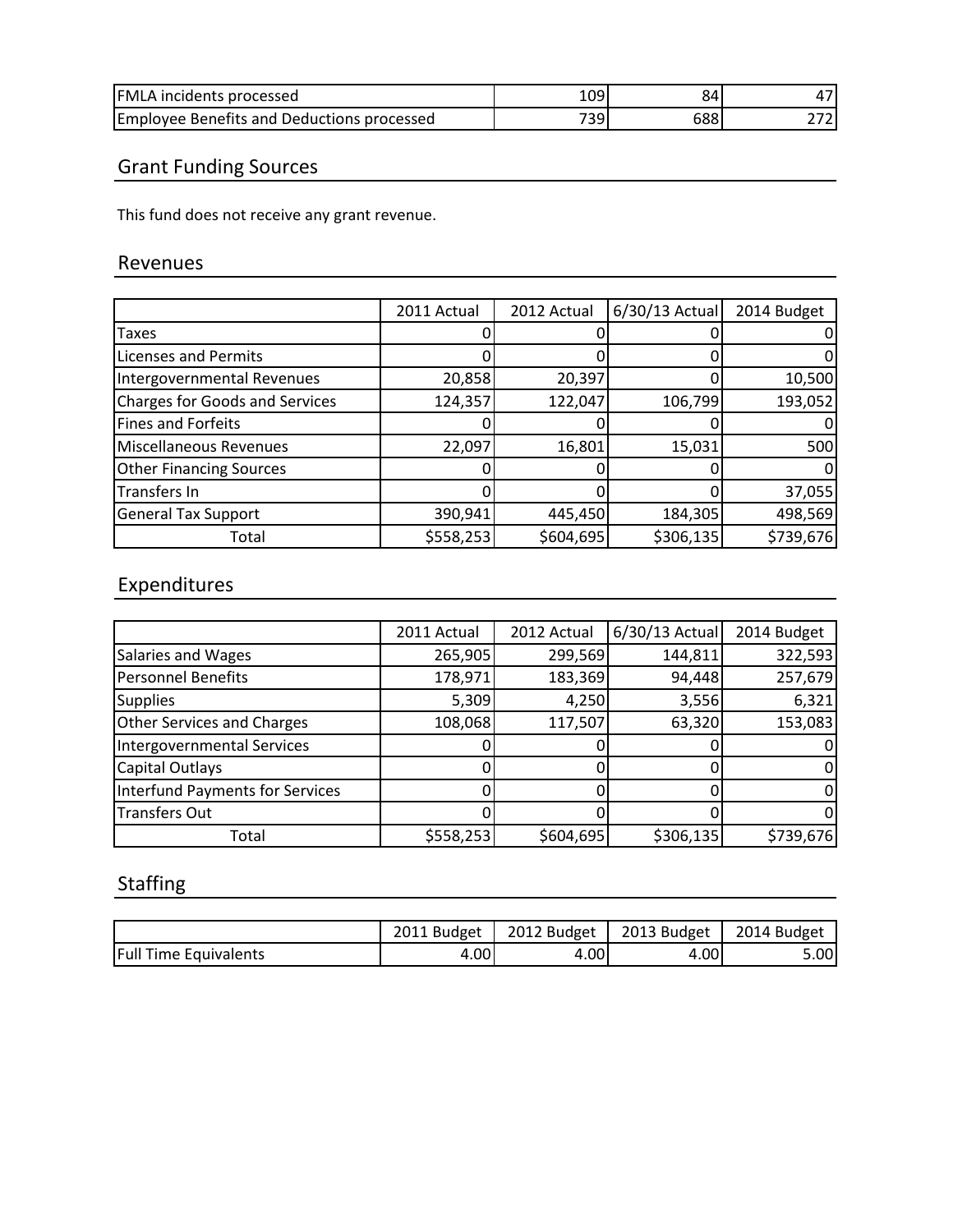| | | | |
|---|---|---|---|
| FMLA incidents processed | 109 | 84 | 47 |
| Employee Benefits and Deductions processed | 739 | 688 | 272 |

## Grant Funding Sources

This fund does not receive any grant revenue.

## Revenues

| | 2011 Actual | 2012 Actual | 6/30/13 Actual | 2014 Budget |
|---|---|---|---|---|
| Taxes | 0 | 0 | 0 | 0 |
| Licenses and Permits | 0 | 0 | 0 | 0 |
| Intergovernmental Revenues | 20,858 | 20,397 | 0 | 10,500 |
| Charges for Goods and Services | 124,357 | 122,047 | 106,799 | 193,052 |
| Fines and Forfeits | 0 | 0 | 0 | 0 |
| Miscellaneous Revenues | 22,097 | 16,801 | 15,031 | 500 |
| Other Financing Sources | 0 | 0 | 0 | 0 |
| Transfers In | 0 | 0 | 0 | 37,055 |
| General Tax Support | 390,941 | 445,450 | 184,305 | 498,569 |
| Total | $558,253 | $604,695 | $306,135 | $739,676 |

## Expenditures

| | 2011 Actual | 2012 Actual | 6/30/13 Actual | 2014 Budget |
|---|---|---|---|---|
| Salaries and Wages | 265,905 | 299,569 | 144,811 | 322,593 |
| Personnel Benefits | 178,971 | 183,369 | 94,448 | 257,679 |
| Supplies | 5,309 | 4,250 | 3,556 | 6,321 |
| Other Services and Charges | 108,068 | 117,507 | 63,320 | 153,083 |
| Intergovernmental Services | 0 | 0 | 0 | 0 |
| Capital Outlays | 0 | 0 | 0 | 0 |
| Interfund Payments for Services | 0 | 0 | 0 | 0 |
| Transfers Out | 0 | 0 | 0 | 0 |
| Total | $558,253 | $604,695 | $306,135 | $739,676 |

## Staffing

| | 2011 Budget | 2012 Budget | 2013 Budget | 2014 Budget |
|---|---|---|---|---|
| Full Time Equivalents | 4.00 | 4.00 | 4.00 | 5.00 |